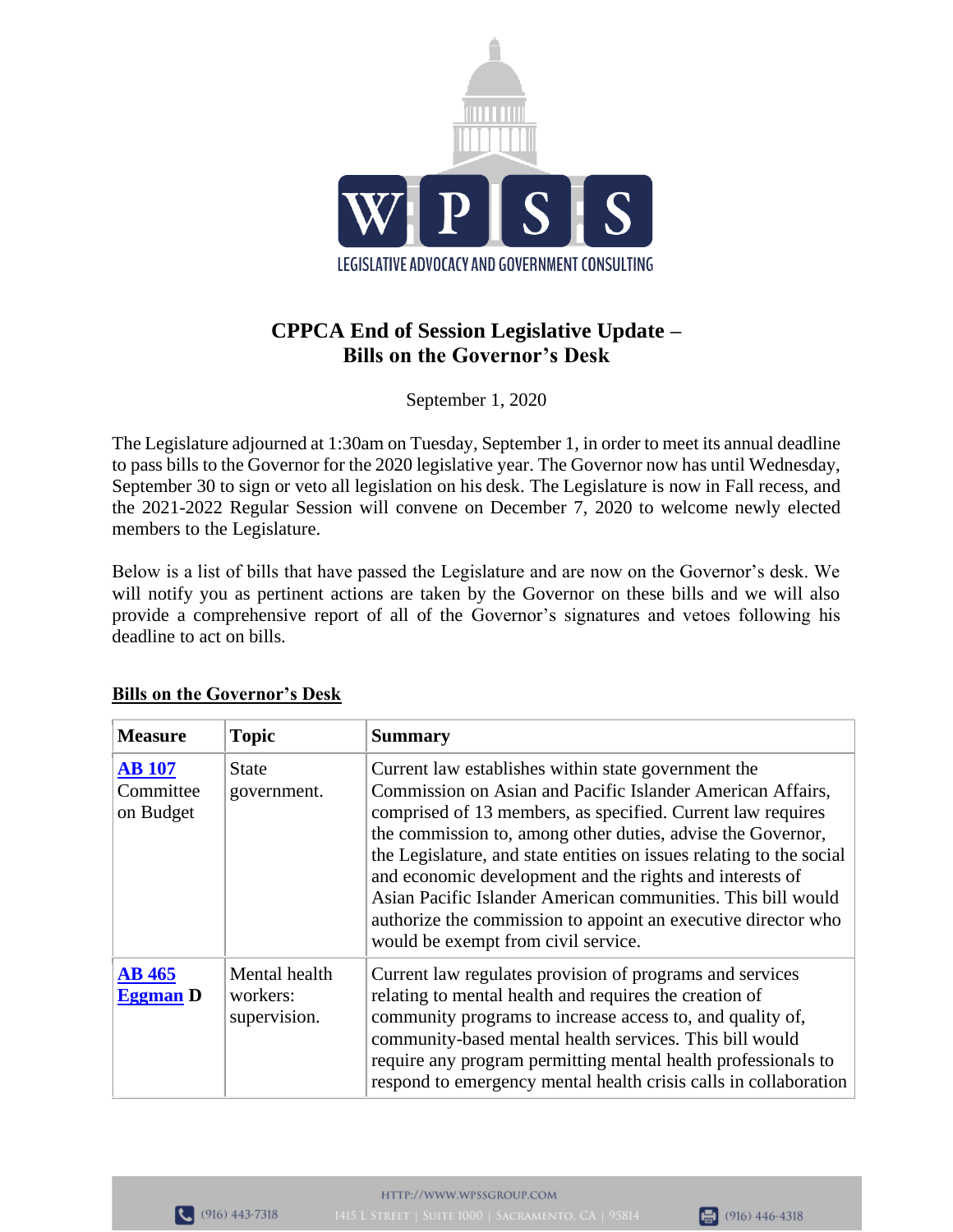# CPPCA End of Session Legislative Update – Bills on the Governor's Desk

September 1, 2020

The Legislature adjourned at 1:30am on Tuesday, September 1, in order to meet its annual deadline to pass bills to the Governor for the 2020 legislative year. The Governor now has until Wednesday, September 30 to sign or veto all legislation on his desk. The Legislature is now in Fall recess, and the 2021-2022 Regular Session will convene on December 7, 2020 to welcome newly elected members to the Legislature.

Below is a list of bills that have passed the Legislature and are now on the Governor's desk. We will notify you as pertinent actions are taken by the Governor on these bills and we will also provide a comprehensive report of all of the Governor's signatures and vetoes following his deadline to act on bills.

## Bills on the Governor's Desk

| Measure | Topic | Summary |
|---|---|---|
| **AB 107** Committee on Budget | State government. | Current law establishes within state government the Commission on Asian and Pacific Islander American Affairs, comprised of 13 members, as specified. Current law requires the commission to, among other duties, advise the Governor, the Legislature, and state entities on issues relating to the social and economic development and the rights and interests of Asian Pacific Islander American communities. This bill would authorize the commission to appoint an executive director who would be exempt from civil service. |
| **AB 465 Eggman D** | Mental health workers: supervision. | Current law regulates provision of programs and services relating to mental health and requires the creation of community programs to increase access to, and quality of, community-based mental health services. This bill would require any program permitting mental health professionals to respond to emergency mental health crisis calls in collaboration |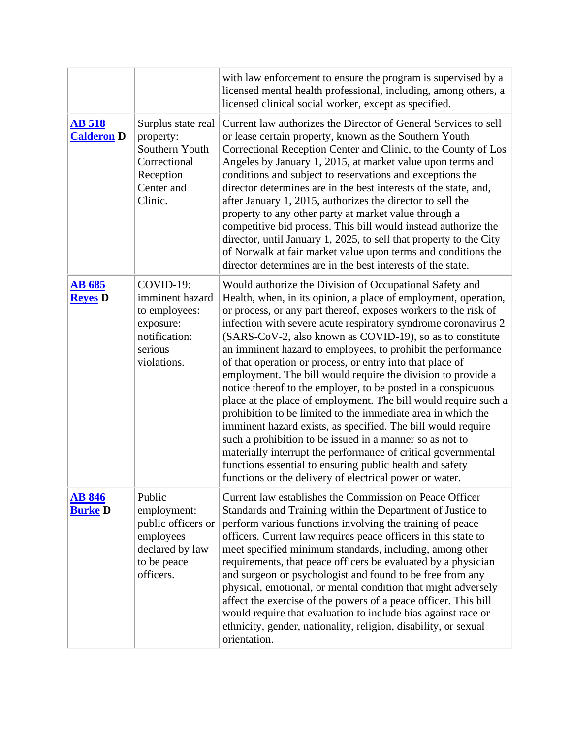| | | |
|---|---|---|
| | | with law enforcement to ensure the program is supervised by a licensed mental health professional, including, among others, a licensed clinical social worker, except as specified. |
| **AB 518** **Calderon D** | Surplus state real property: Southern Youth Correctional Reception Center and Clinic. | Current law authorizes the Director of General Services to sell or lease certain property, known as the Southern Youth Correctional Reception Center and Clinic, to the County of Los Angeles by January 1, 2015, at market value upon terms and conditions and subject to reservations and exceptions the director determines are in the best interests of the state, and, after January 1, 2015, authorizes the director to sell the property to any other party at market value through a competitive bid process. This bill would instead authorize the director, until January 1, 2025, to sell that property to the City of Norwalk at fair market value upon terms and conditions the director determines are in the best interests of the state. |
| **AB 685** **Reyes D** | COVID-19: imminent hazard to employees: exposure: notification: serious violations. | Would authorize the Division of Occupational Safety and Health, when, in its opinion, a place of employment, operation, or process, or any part thereof, exposes workers to the risk of infection with severe acute respiratory syndrome coronavirus 2 (SARS-CoV-2, also known as COVID-19), so as to constitute an imminent hazard to employees, to prohibit the performance of that operation or process, or entry into that place of employment. The bill would require the division to provide a notice thereof to the employer, to be posted in a conspicuous place at the place of employment. The bill would require such a prohibition to be limited to the immediate area in which the imminent hazard exists, as specified. The bill would require such a prohibition to be issued in a manner so as not to materially interrupt the performance of critical governmental functions essential to ensuring public health and safety functions or the delivery of electrical power or water. |
| **AB 846** **Burke D** | Public employment: public officers or employees declared by law to be peace officers. | Current law establishes the Commission on Peace Officer Standards and Training within the Department of Justice to perform various functions involving the training of peace officers. Current law requires peace officers in this state to meet specified minimum standards, including, among other requirements, that peace officers be evaluated by a physician and surgeon or psychologist and found to be free from any physical, emotional, or mental condition that might adversely affect the exercise of the powers of a peace officer. This bill would require that evaluation to include bias against race or ethnicity, gender, nationality, religion, disability, or sexual orientation. |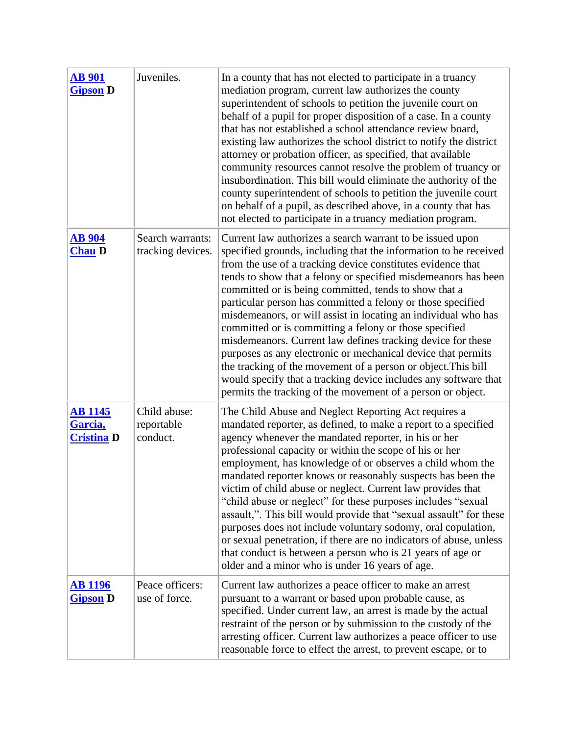| | | |
|---|---|---|
| **AB 901 Gipson D** | Juveniles. | In a county that has not elected to participate in a truancy mediation program, current law authorizes the county superintendent of schools to petition the juvenile court on behalf of a pupil for proper disposition of a case. In a county that has not established a school attendance review board, existing law authorizes the school district to notify the district attorney or probation officer, as specified, that available community resources cannot resolve the problem of truancy or insubordination. This bill would eliminate the authority of the county superintendent of schools to petition the juvenile court on behalf of a pupil, as described above, in a county that has not elected to participate in a truancy mediation program. |
| **AB 904 Chau D** | Search warrants: tracking devices. | Current law authorizes a search warrant to be issued upon specified grounds, including that the information to be received from the use of a tracking device constitutes evidence that tends to show that a felony or specified misdemeanors has been committed or is being committed, tends to show that a particular person has committed a felony or those specified misdemeanors, or will assist in locating an individual who has committed or is committing a felony or those specified misdemeanors. Current law defines tracking device for these purposes as any electronic or mechanical device that permits the tracking of the movement of a person or object.This bill would specify that a tracking device includes any software that permits the tracking of the movement of a person or object. |
| **AB 1145 Garcia, Cristina D** | Child abuse: reportable conduct. | The Child Abuse and Neglect Reporting Act requires a mandated reporter, as defined, to make a report to a specified agency whenever the mandated reporter, in his or her professional capacity or within the scope of his or her employment, has knowledge of or observes a child whom the mandated reporter knows or reasonably suspects has been the victim of child abuse or neglect. Current law provides that "child abuse or neglect" for these purposes includes "sexual assault,". This bill would provide that "sexual assault" for these purposes does not include voluntary sodomy, oral copulation, or sexual penetration, if there are no indicators of abuse, unless that conduct is between a person who is 21 years of age or older and a minor who is under 16 years of age. |
| **AB 1196 Gipson D** | Peace officers: use of force. | Current law authorizes a peace officer to make an arrest pursuant to a warrant or based upon probable cause, as specified. Under current law, an arrest is made by the actual restraint of the person or by submission to the custody of the arresting officer. Current law authorizes a peace officer to use reasonable force to effect the arrest, to prevent escape, or to |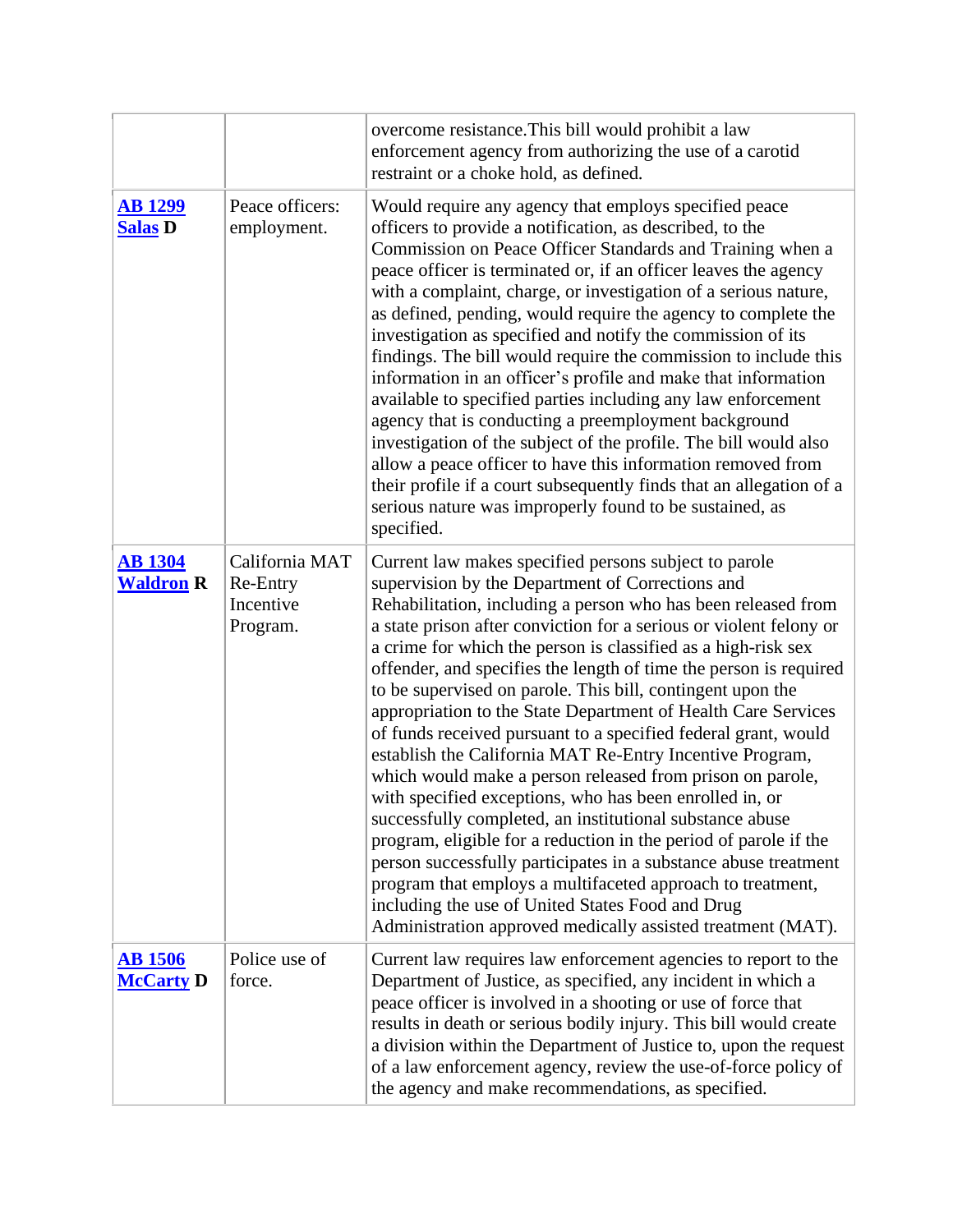| | | |
|---|---|---|
| | | overcome resistance.This bill would prohibit a law enforcement agency from authorizing the use of a carotid restraint or a choke hold, as defined. |
| **AB 1299 Salas D** | Peace officers: employment. | Would require any agency that employs specified peace officers to provide a notification, as described, to the Commission on Peace Officer Standards and Training when a peace officer is terminated or, if an officer leaves the agency with a complaint, charge, or investigation of a serious nature, as defined, pending, would require the agency to complete the investigation as specified and notify the commission of its findings. The bill would require the commission to include this information in an officer's profile and make that information available to specified parties including any law enforcement agency that is conducting a preemployment background investigation of the subject of the profile. The bill would also allow a peace officer to have this information removed from their profile if a court subsequently finds that an allegation of a serious nature was improperly found to be sustained, as specified. |
| **AB 1304 Waldron R** | California MAT Re-Entry Incentive Program. | Current law makes specified persons subject to parole supervision by the Department of Corrections and Rehabilitation, including a person who has been released from a state prison after conviction for a serious or violent felony or a crime for which the person is classified as a high-risk sex offender, and specifies the length of time the person is required to be supervised on parole. This bill, contingent upon the appropriation to the State Department of Health Care Services of funds received pursuant to a specified federal grant, would establish the California MAT Re-Entry Incentive Program, which would make a person released from prison on parole, with specified exceptions, who has been enrolled in, or successfully completed, an institutional substance abuse program, eligible for a reduction in the period of parole if the person successfully participates in a substance abuse treatment program that employs a multifaceted approach to treatment, including the use of United States Food and Drug Administration approved medically assisted treatment (MAT). |
| **AB 1506 McCarty D** | Police use of force. | Current law requires law enforcement agencies to report to the Department of Justice, as specified, any incident in which a peace officer is involved in a shooting or use of force that results in death or serious bodily injury. This bill would create a division within the Department of Justice to, upon the request of a law enforcement agency, review the use-of-force policy of the agency and make recommendations, as specified. |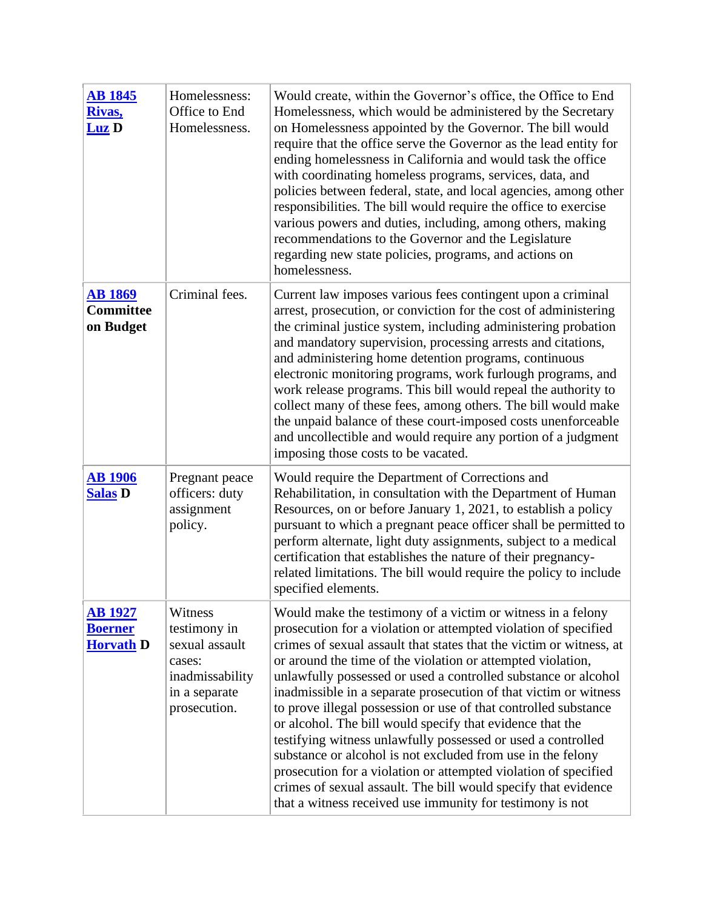| | | |
|---|---|---|
| **AB 1845** **Rivas, Luz D** | Homelessness: Office to End Homelessness. | Would create, within the Governor's office, the Office to End Homelessness, which would be administered by the Secretary on Homelessness appointed by the Governor. The bill would require that the office serve the Governor as the lead entity for ending homelessness in California and would task the office with coordinating homeless programs, services, data, and policies between federal, state, and local agencies, among other responsibilities. The bill would require the office to exercise various powers and duties, including, among others, making recommendations to the Governor and the Legislature regarding new state policies, programs, and actions on homelessness. |
| **AB 1869** **Committee on Budget** | Criminal fees. | Current law imposes various fees contingent upon a criminal arrest, prosecution, or conviction for the cost of administering the criminal justice system, including administering probation and mandatory supervision, processing arrests and citations, and administering home detention programs, continuous electronic monitoring programs, work furlough programs, and work release programs. This bill would repeal the authority to collect many of these fees, among others. The bill would make the unpaid balance of these court-imposed costs unenforceable and uncollectible and would require any portion of a judgment imposing those costs to be vacated. |
| **AB 1906** **Salas D** | Pregnant peace officers: duty assignment policy. | Would require the Department of Corrections and Rehabilitation, in consultation with the Department of Human Resources, on or before January 1, 2021, to establish a policy pursuant to which a pregnant peace officer shall be permitted to perform alternate, light duty assignments, subject to a medical certification that establishes the nature of their pregnancy-related limitations. The bill would require the policy to include specified elements. |
| **AB 1927** **Boerner Horvath D** | Witness testimony in sexual assault cases: inadmissability in a separate prosecution. | Would make the testimony of a victim or witness in a felony prosecution for a violation or attempted violation of specified crimes of sexual assault that states that the victim or witness, at or around the time of the violation or attempted violation, unlawfully possessed or used a controlled substance or alcohol inadmissible in a separate prosecution of that victim or witness to prove illegal possession or use of that controlled substance or alcohol. The bill would specify that evidence that the testifying witness unlawfully possessed or used a controlled substance or alcohol is not excluded from use in the felony prosecution for a violation or attempted violation of specified crimes of sexual assault. The bill would specify that evidence that a witness received use immunity for testimony is not |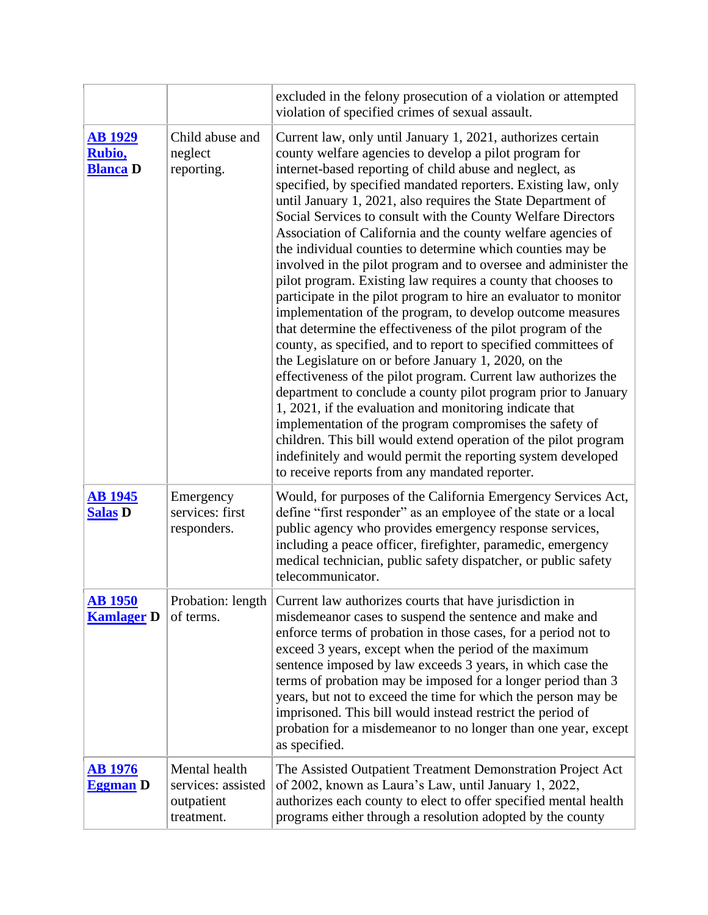| | | |
|---|---|---|
| | | excluded in the felony prosecution of a violation or attempted violation of specified crimes of sexual assault. |
| **AB 1929 Rubio, Blanca D** | Child abuse and neglect reporting. | Current law, only until January 1, 2021, authorizes certain county welfare agencies to develop a pilot program for internet-based reporting of child abuse and neglect, as specified, by specified mandated reporters. Existing law, only until January 1, 2021, also requires the State Department of Social Services to consult with the County Welfare Directors Association of California and the county welfare agencies of the individual counties to determine which counties may be involved in the pilot program and to oversee and administer the pilot program. Existing law requires a county that chooses to participate in the pilot program to hire an evaluator to monitor implementation of the program, to develop outcome measures that determine the effectiveness of the pilot program of the county, as specified, and to report to specified committees of the Legislature on or before January 1, 2020, on the effectiveness of the pilot program. Current law authorizes the department to conclude a county pilot program prior to January 1, 2021, if the evaluation and monitoring indicate that implementation of the program compromises the safety of children. This bill would extend operation of the pilot program indefinitely and would permit the reporting system developed to receive reports from any mandated reporter. |
| **AB 1945 Salas D** | Emergency services: first responders. | Would, for purposes of the California Emergency Services Act, define "first responder" as an employee of the state or a local public agency who provides emergency response services, including a peace officer, firefighter, paramedic, emergency medical technician, public safety dispatcher, or public safety telecommunicator. |
| **AB 1950 Kamlager D** | Probation: length of terms. | Current law authorizes courts that have jurisdiction in misdemeanor cases to suspend the sentence and make and enforce terms of probation in those cases, for a period not to exceed 3 years, except when the period of the maximum sentence imposed by law exceeds 3 years, in which case the terms of probation may be imposed for a longer period than 3 years, but not to exceed the time for which the person may be imprisoned. This bill would instead restrict the period of probation for a misdemeanor to no longer than one year, except as specified. |
| **AB 1976 Eggman D** | Mental health services: assisted outpatient treatment. | The Assisted Outpatient Treatment Demonstration Project Act of 2002, known as Laura's Law, until January 1, 2022, authorizes each county to elect to offer specified mental health programs either through a resolution adopted by the county |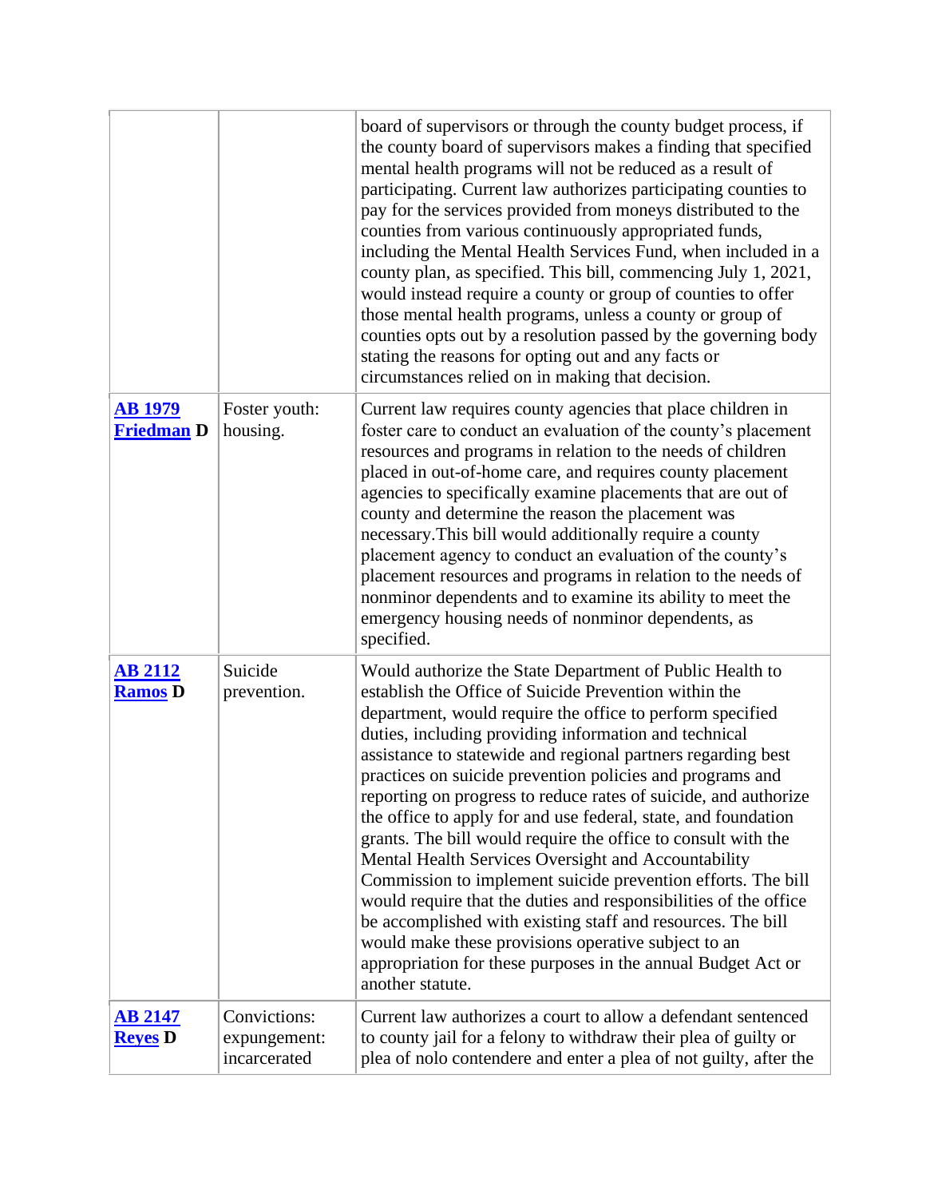| | | |
|---|---|---|
| | | board of supervisors or through the county budget process, if the county board of supervisors makes a finding that specified mental health programs will not be reduced as a result of participating. Current law authorizes participating counties to pay for the services provided from moneys distributed to the counties from various continuously appropriated funds, including the Mental Health Services Fund, when included in a county plan, as specified. This bill, commencing July 1, 2021, would instead require a county or group of counties to offer those mental health programs, unless a county or group of counties opts out by a resolution passed by the governing body stating the reasons for opting out and any facts or circumstances relied on in making that decision. |
| **AB 1979 Friedman D** | Foster youth: housing. | Current law requires county agencies that place children in foster care to conduct an evaluation of the county's placement resources and programs in relation to the needs of children placed in out-of-home care, and requires county placement agencies to specifically examine placements that are out of county and determine the reason the placement was necessary.This bill would additionally require a county placement agency to conduct an evaluation of the county's placement resources and programs in relation to the needs of nonminor dependents and to examine its ability to meet the emergency housing needs of nonminor dependents, as specified. |
| **AB 2112 Ramos D** | Suicide prevention. | Would authorize the State Department of Public Health to establish the Office of Suicide Prevention within the department, would require the office to perform specified duties, including providing information and technical assistance to statewide and regional partners regarding best practices on suicide prevention policies and programs and reporting on progress to reduce rates of suicide, and authorize the office to apply for and use federal, state, and foundation grants. The bill would require the office to consult with the Mental Health Services Oversight and Accountability Commission to implement suicide prevention efforts. The bill would require that the duties and responsibilities of the office be accomplished with existing staff and resources. The bill would make these provisions operative subject to an appropriation for these purposes in the annual Budget Act or another statute. |
| **AB 2147 Reyes D** | Convictions: expungement: incarcerated | Current law authorizes a court to allow a defendant sentenced to county jail for a felony to withdraw their plea of guilty or plea of nolo contendere and enter a plea of not guilty, after the |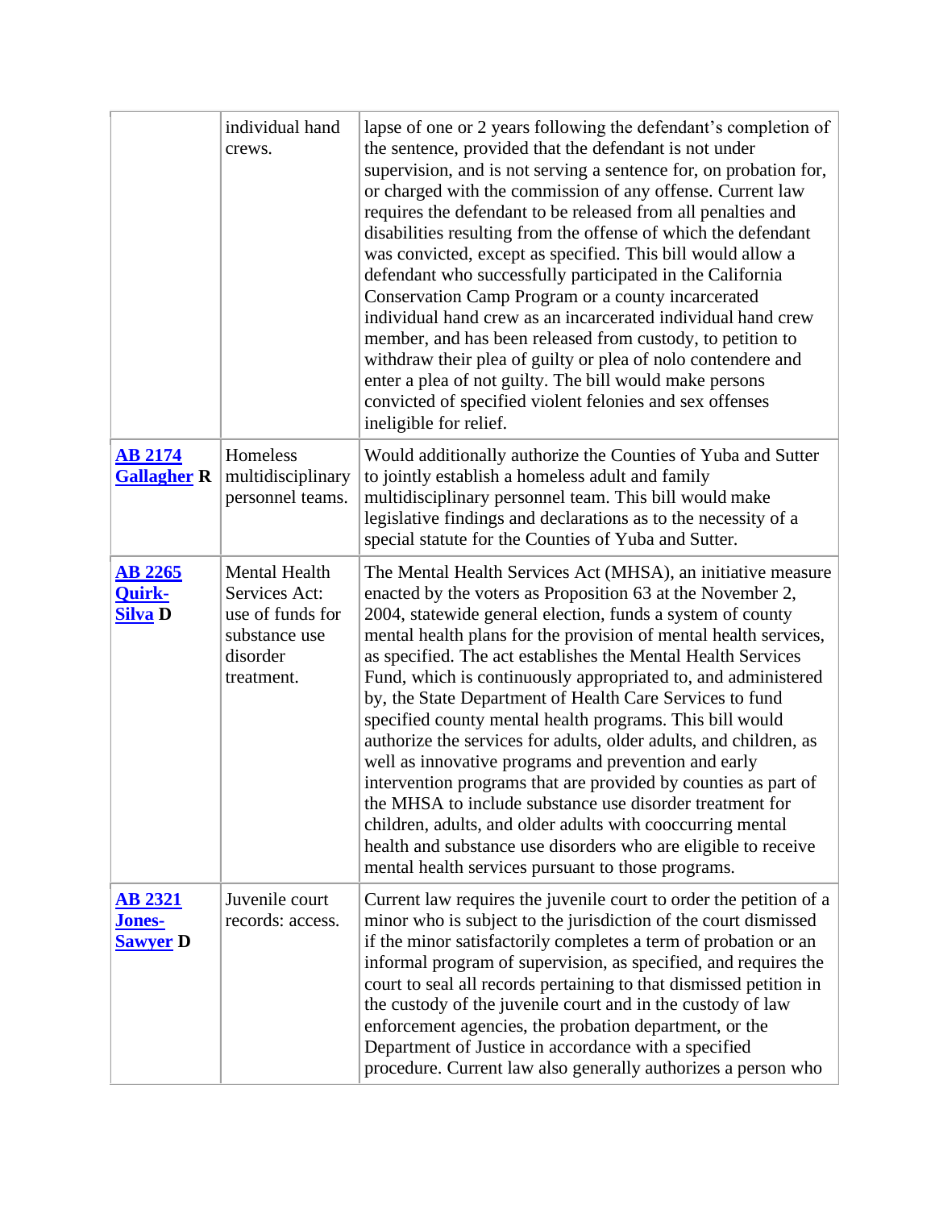|  |  |  |
|---|---|---|
|  | individual hand crews. | lapse of one or 2 years following the defendant's completion of the sentence, provided that the defendant is not under supervision, and is not serving a sentence for, on probation for, or charged with the commission of any offense. Current law requires the defendant to be released from all penalties and disabilities resulting from the offense of which the defendant was convicted, except as specified. This bill would allow a defendant who successfully participated in the California Conservation Camp Program or a county incarcerated individual hand crew as an incarcerated individual hand crew member, and has been released from custody, to petition to withdraw their plea of guilty or plea of nolo contendere and enter a plea of not guilty. The bill would make persons convicted of specified violent felonies and sex offenses ineligible for relief. |
| **AB 2174 Gallagher R** | Homeless multidisciplinary personnel teams. | Would additionally authorize the Counties of Yuba and Sutter to jointly establish a homeless adult and family multidisciplinary personnel team. This bill would make legislative findings and declarations as to the necessity of a special statute for the Counties of Yuba and Sutter. |
| **AB 2265 Quirk-Silva D** | Mental Health Services Act: use of funds for substance use disorder treatment. | The Mental Health Services Act (MHSA), an initiative measure enacted by the voters as Proposition 63 at the November 2, 2004, statewide general election, funds a system of county mental health plans for the provision of mental health services, as specified. The act establishes the Mental Health Services Fund, which is continuously appropriated to, and administered by, the State Department of Health Care Services to fund specified county mental health programs. This bill would authorize the services for adults, older adults, and children, as well as innovative programs and prevention and early intervention programs that are provided by counties as part of the MHSA to include substance use disorder treatment for children, adults, and older adults with cooccurring mental health and substance use disorders who are eligible to receive mental health services pursuant to those programs. |
| **AB 2321 Jones-Sawyer D** | Juvenile court records: access. | Current law requires the juvenile court to order the petition of a minor who is subject to the jurisdiction of the court dismissed if the minor satisfactorily completes a term of probation or an informal program of supervision, as specified, and requires the court to seal all records pertaining to that dismissed petition in the custody of the juvenile court and in the custody of law enforcement agencies, the probation department, or the Department of Justice in accordance with a specified procedure. Current law also generally authorizes a person who |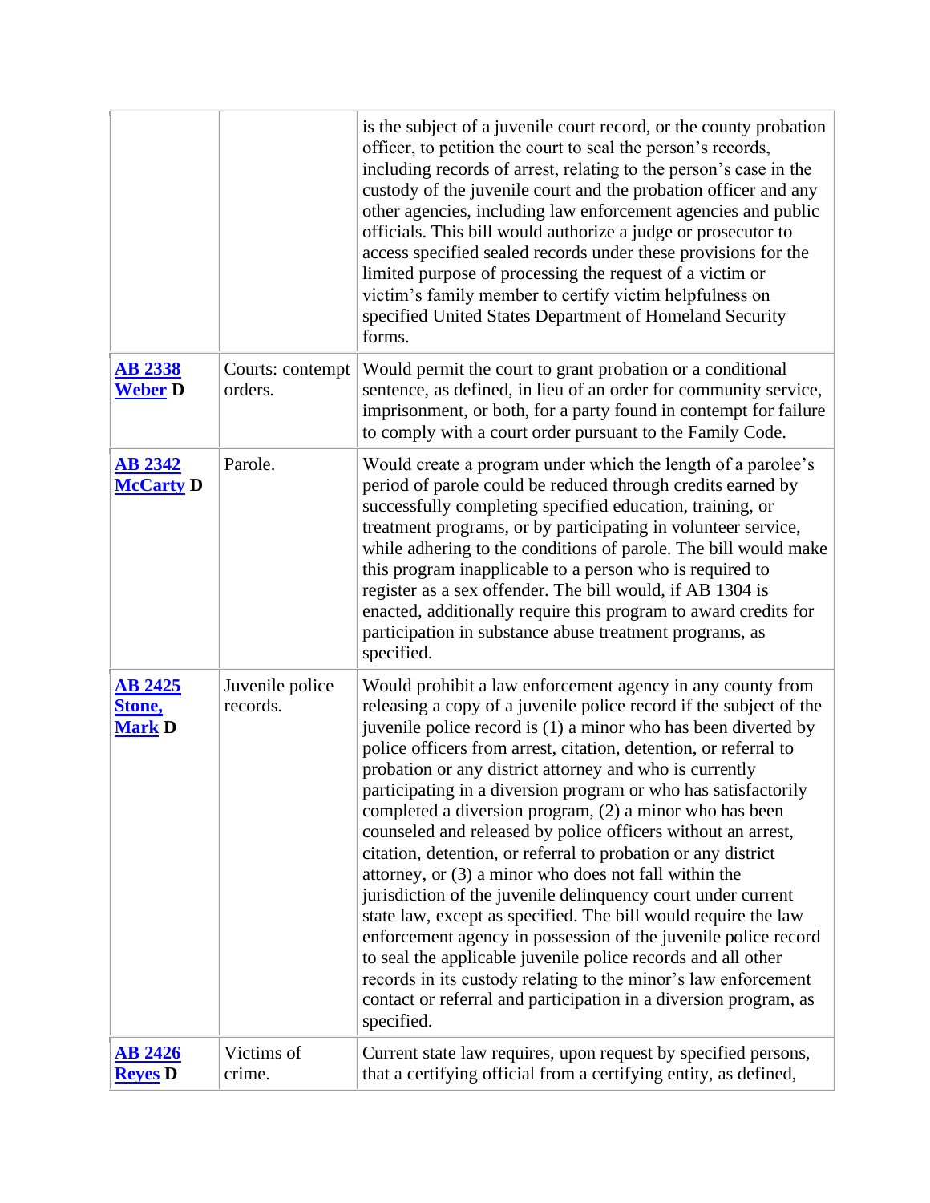| | | |
|---|---|---|
| | | is the subject of a juvenile court record, or the county probation officer, to petition the court to seal the person's records, including records of arrest, relating to the person's case in the custody of the juvenile court and the probation officer and any other agencies, including law enforcement agencies and public officials. This bill would authorize a judge or prosecutor to access specified sealed records under these provisions for the limited purpose of processing the request of a victim or victim's family member to certify victim helpfulness on specified United States Department of Homeland Security forms. |
| **AB 2338** **Weber D** | Courts: contempt orders. | Would permit the court to grant probation or a conditional sentence, as defined, in lieu of an order for community service, imprisonment, or both, for a party found in contempt for failure to comply with a court order pursuant to the Family Code. |
| **AB 2342** **McCarty D** | Parole. | Would create a program under which the length of a parolee's period of parole could be reduced through credits earned by successfully completing specified education, training, or treatment programs, or by participating in volunteer service, while adhering to the conditions of parole. The bill would make this program inapplicable to a person who is required to register as a sex offender. The bill would, if AB 1304 is enacted, additionally require this program to award credits for participation in substance abuse treatment programs, as specified. |
| **AB 2425** **Stone, Mark D** | Juvenile police records. | Would prohibit a law enforcement agency in any county from releasing a copy of a juvenile police record if the subject of the juvenile police record is (1) a minor who has been diverted by police officers from arrest, citation, detention, or referral to probation or any district attorney and who is currently participating in a diversion program or who has satisfactorily completed a diversion program, (2) a minor who has been counseled and released by police officers without an arrest, citation, detention, or referral to probation or any district attorney, or (3) a minor who does not fall within the jurisdiction of the juvenile delinquency court under current state law, except as specified. The bill would require the law enforcement agency in possession of the juvenile police record to seal the applicable juvenile police records and all other records in its custody relating to the minor's law enforcement contact or referral and participation in a diversion program, as specified. |
| **AB 2426** **Reyes D** | Victims of crime. | Current state law requires, upon request by specified persons, that a certifying official from a certifying entity, as defined, |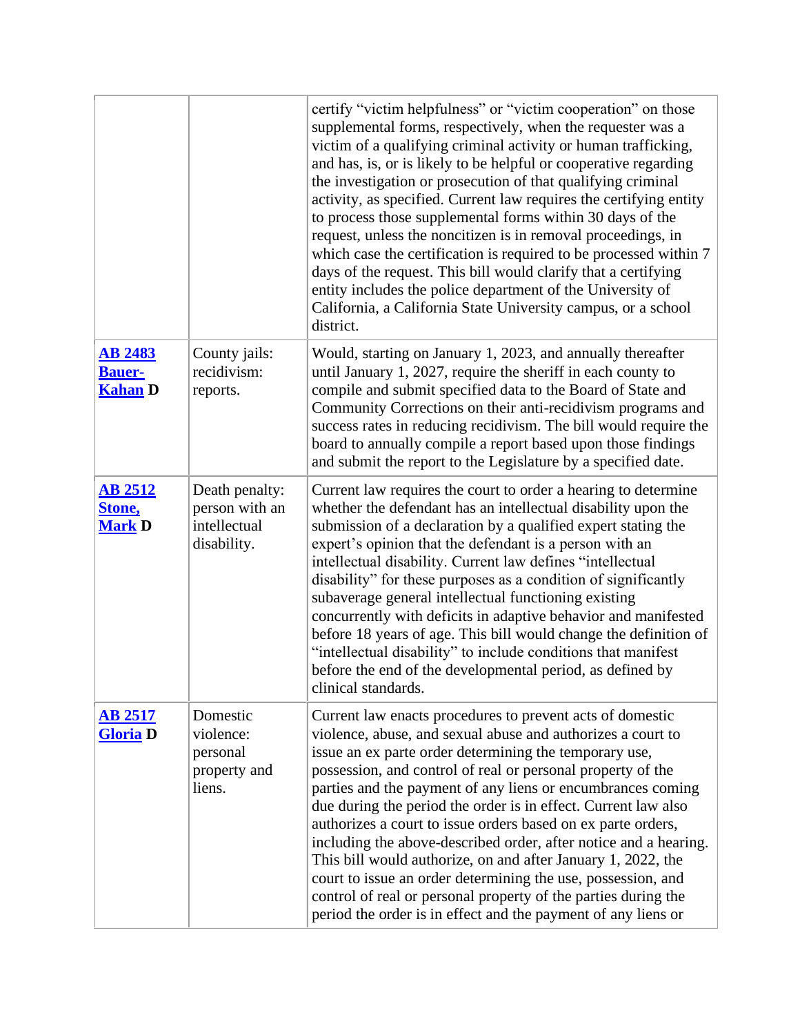| | | |
|---|---|---|
| | | certify "victim helpfulness" or "victim cooperation" on those supplemental forms, respectively, when the requester was a victim of a qualifying criminal activity or human trafficking, and has, is, or is likely to be helpful or cooperative regarding the investigation or prosecution of that qualifying criminal activity, as specified. Current law requires the certifying entity to process those supplemental forms within 30 days of the request, unless the noncitizen is in removal proceedings, in which case the certification is required to be processed within 7 days of the request. This bill would clarify that a certifying entity includes the police department of the University of California, a California State University campus, or a school district. |
| **AB 2483** **Bauer-Kahan D** | County jails: recidivism: reports. | Would, starting on January 1, 2023, and annually thereafter until January 1, 2027, require the sheriff in each county to compile and submit specified data to the Board of State and Community Corrections on their anti-recidivism programs and success rates in reducing recidivism. The bill would require the board to annually compile a report based upon those findings and submit the report to the Legislature by a specified date. |
| **AB 2512** **Stone, Mark D** | Death penalty: person with an intellectual disability. | Current law requires the court to order a hearing to determine whether the defendant has an intellectual disability upon the submission of a declaration by a qualified expert stating the expert's opinion that the defendant is a person with an intellectual disability. Current law defines "intellectual disability" for these purposes as a condition of significantly subaverage general intellectual functioning existing concurrently with deficits in adaptive behavior and manifested before 18 years of age. This bill would change the definition of "intellectual disability" to include conditions that manifest before the end of the developmental period, as defined by clinical standards. |
| **AB 2517** **Gloria D** | Domestic violence: personal property and liens. | Current law enacts procedures to prevent acts of domestic violence, abuse, and sexual abuse and authorizes a court to issue an ex parte order determining the temporary use, possession, and control of real or personal property of the parties and the payment of any liens or encumbrances coming due during the period the order is in effect. Current law also authorizes a court to issue orders based on ex parte orders, including the above-described order, after notice and a hearing. This bill would authorize, on and after January 1, 2022, the court to issue an order determining the use, possession, and control of real or personal property of the parties during the period the order is in effect and the payment of any liens or |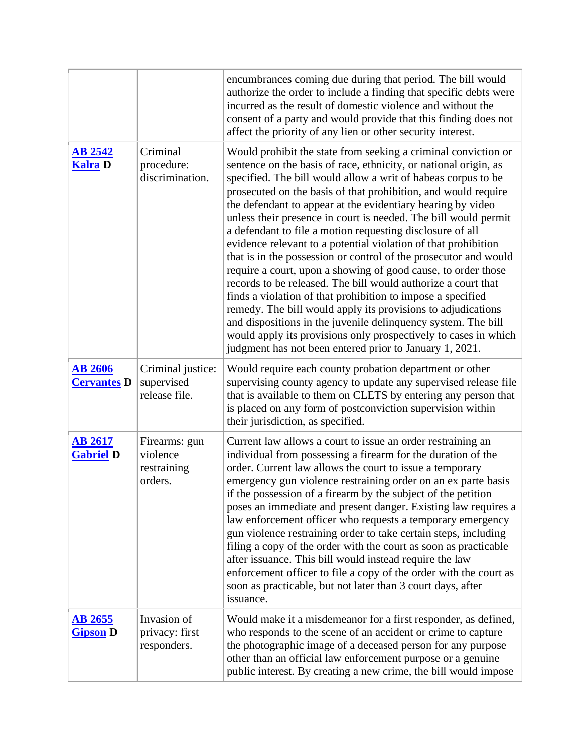| | | |
|---|---|---|
| | | encumbrances coming due during that period. The bill would authorize the order to include a finding that specific debts were incurred as the result of domestic violence and without the consent of a party and would provide that this finding does not affect the priority of any lien or other security interest. |
| **AB 2542** **Kalra D** | Criminal procedure: discrimination. | Would prohibit the state from seeking a criminal conviction or sentence on the basis of race, ethnicity, or national origin, as specified. The bill would allow a writ of habeas corpus to be prosecuted on the basis of that prohibition, and would require the defendant to appear at the evidentiary hearing by video unless their presence in court is needed. The bill would permit a defendant to file a motion requesting disclosure of all evidence relevant to a potential violation of that prohibition that is in the possession or control of the prosecutor and would require a court, upon a showing of good cause, to order those records to be released. The bill would authorize a court that finds a violation of that prohibition to impose a specified remedy. The bill would apply its provisions to adjudications and dispositions in the juvenile delinquency system. The bill would apply its provisions only prospectively to cases in which judgment has not been entered prior to January 1, 2021. |
| **AB 2606** **Cervantes D** | Criminal justice: supervised release file. | Would require each county probation department or other supervising county agency to update any supervised release file that is available to them on CLETS by entering any person that is placed on any form of postconviction supervision within their jurisdiction, as specified. |
| **AB 2617** **Gabriel D** | Firearms: gun violence restraining orders. | Current law allows a court to issue an order restraining an individual from possessing a firearm for the duration of the order. Current law allows the court to issue a temporary emergency gun violence restraining order on an ex parte basis if the possession of a firearm by the subject of the petition poses an immediate and present danger. Existing law requires a law enforcement officer who requests a temporary emergency gun violence restraining order to take certain steps, including filing a copy of the order with the court as soon as practicable after issuance. This bill would instead require the law enforcement officer to file a copy of the order with the court as soon as practicable, but not later than 3 court days, after issuance. |
| **AB 2655** **Gipson D** | Invasion of privacy: first responders. | Would make it a misdemeanor for a first responder, as defined, who responds to the scene of an accident or crime to capture the photographic image of a deceased person for any purpose other than an official law enforcement purpose or a genuine public interest. By creating a new crime, the bill would impose |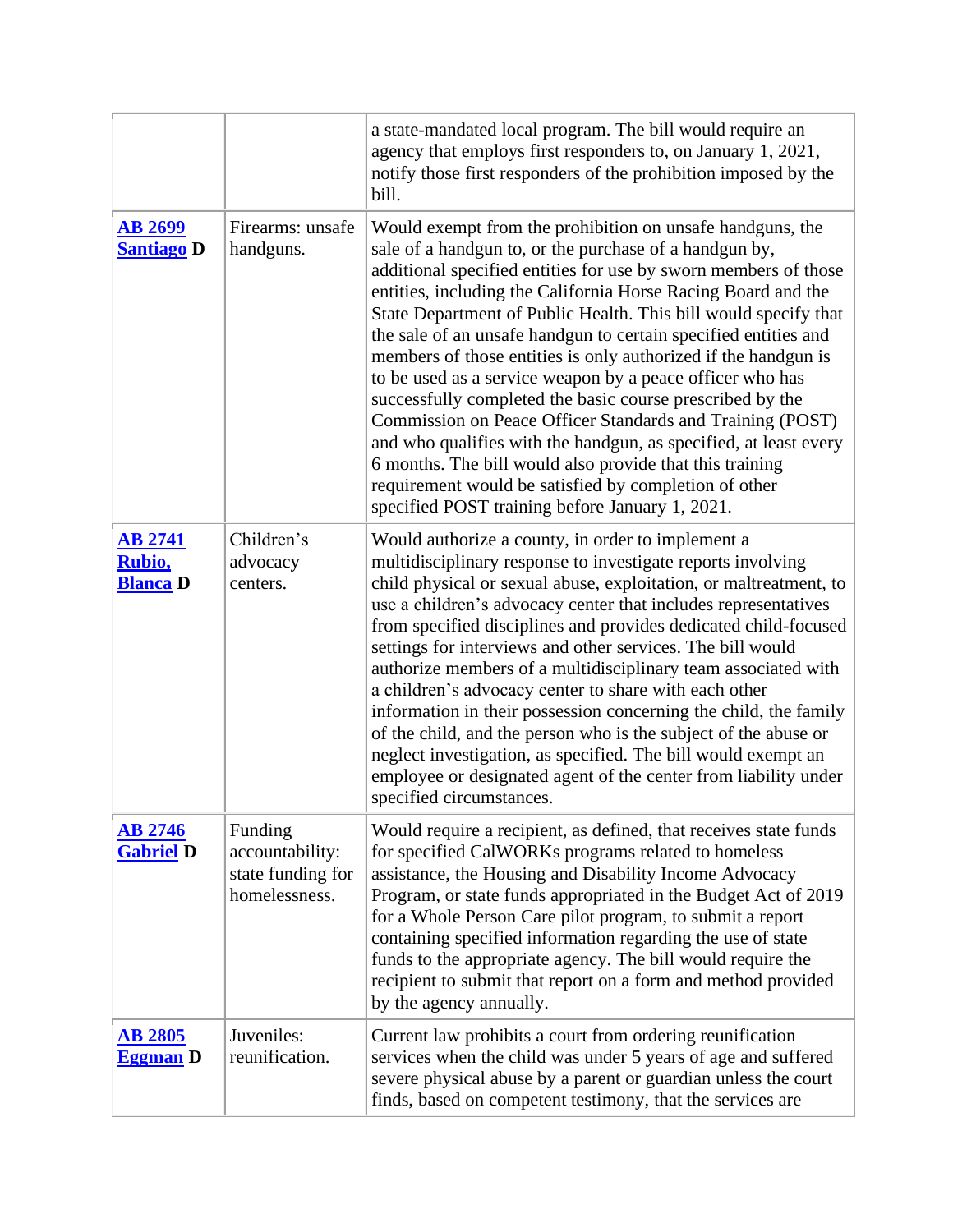| | | |
|---|---|---|
| | | a state-mandated local program. The bill would require an agency that employs first responders to, on January 1, 2021, notify those first responders of the prohibition imposed by the bill. |
| **AB 2699** **Santiago D** | Firearms: unsafe handguns. | Would exempt from the prohibition on unsafe handguns, the sale of a handgun to, or the purchase of a handgun by, additional specified entities for use by sworn members of those entities, including the California Horse Racing Board and the State Department of Public Health. This bill would specify that the sale of an unsafe handgun to certain specified entities and members of those entities is only authorized if the handgun is to be used as a service weapon by a peace officer who has successfully completed the basic course prescribed by the Commission on Peace Officer Standards and Training (POST) and who qualifies with the handgun, as specified, at least every 6 months. The bill would also provide that this training requirement would be satisfied by completion of other specified POST training before January 1, 2021. |
| **AB 2741** **Rubio, Blanca D** | Children's advocacy centers. | Would authorize a county, in order to implement a multidisciplinary response to investigate reports involving child physical or sexual abuse, exploitation, or maltreatment, to use a children's advocacy center that includes representatives from specified disciplines and provides dedicated child-focused settings for interviews and other services. The bill would authorize members of a multidisciplinary team associated with a children's advocacy center to share with each other information in their possession concerning the child, the family of the child, and the person who is the subject of the abuse or neglect investigation, as specified. The bill would exempt an employee or designated agent of the center from liability under specified circumstances. |
| **AB 2746** **Gabriel D** | Funding accountability: state funding for homelessness. | Would require a recipient, as defined, that receives state funds for specified CalWORKs programs related to homeless assistance, the Housing and Disability Income Advocacy Program, or state funds appropriated in the Budget Act of 2019 for a Whole Person Care pilot program, to submit a report containing specified information regarding the use of state funds to the appropriate agency. The bill would require the recipient to submit that report on a form and method provided by the agency annually. |
| **AB 2805** **Eggman D** | Juveniles: reunification. | Current law prohibits a court from ordering reunification services when the child was under 5 years of age and suffered severe physical abuse by a parent or guardian unless the court finds, based on competent testimony, that the services are |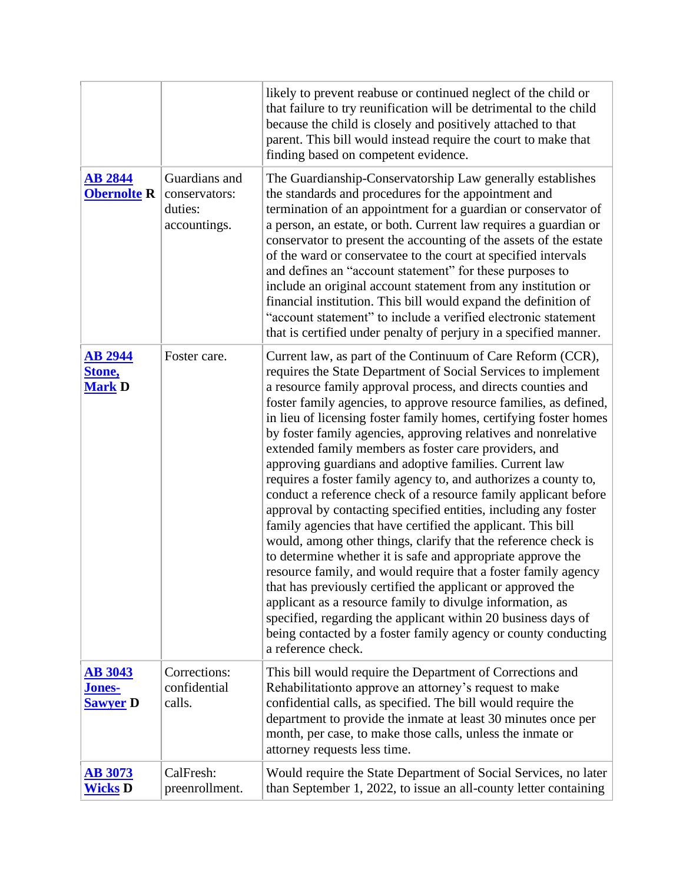| | | |
|---|---|---|
| | | likely to prevent reabuse or continued neglect of the child or that failure to try reunification will be detrimental to the child because the child is closely and positively attached to that parent. This bill would instead require the court to make that finding based on competent evidence. |
| **AB 2844 Obernolte R** | Guardians and conservators: duties: accountings. | The Guardianship-Conservatorship Law generally establishes the standards and procedures for the appointment and termination of an appointment for a guardian or conservator of a person, an estate, or both. Current law requires a guardian or conservator to present the accounting of the assets of the estate of the ward or conservatee to the court at specified intervals and defines an "account statement" for these purposes to include an original account statement from any institution or financial institution. This bill would expand the definition of "account statement" to include a verified electronic statement that is certified under penalty of perjury in a specified manner. |
| **AB 2944 Stone, Mark D** | Foster care. | Current law, as part of the Continuum of Care Reform (CCR), requires the State Department of Social Services to implement a resource family approval process, and directs counties and foster family agencies, to approve resource families, as defined, in lieu of licensing foster family homes, certifying foster homes by foster family agencies, approving relatives and nonrelative extended family members as foster care providers, and approving guardians and adoptive families. Current law requires a foster family agency to, and authorizes a county to, conduct a reference check of a resource family applicant before approval by contacting specified entities, including any foster family agencies that have certified the applicant. This bill would, among other things, clarify that the reference check is to determine whether it is safe and appropriate approve the resource family, and would require that a foster family agency that has previously certified the applicant or approved the applicant as a resource family to divulge information, as specified, regarding the applicant within 20 business days of being contacted by a foster family agency or county conducting a reference check. |
| **AB 3043 Jones-Sawyer D** | Corrections: confidential calls. | This bill would require the Department of Corrections and Rehabilitationto approve an attorney's request to make confidential calls, as specified. The bill would require the department to provide the inmate at least 30 minutes once per month, per case, to make those calls, unless the inmate or attorney requests less time. |
| **AB 3073 Wicks D** | CalFresh: preenrollment. | Would require the State Department of Social Services, no later than September 1, 2022, to issue an all-county letter containing |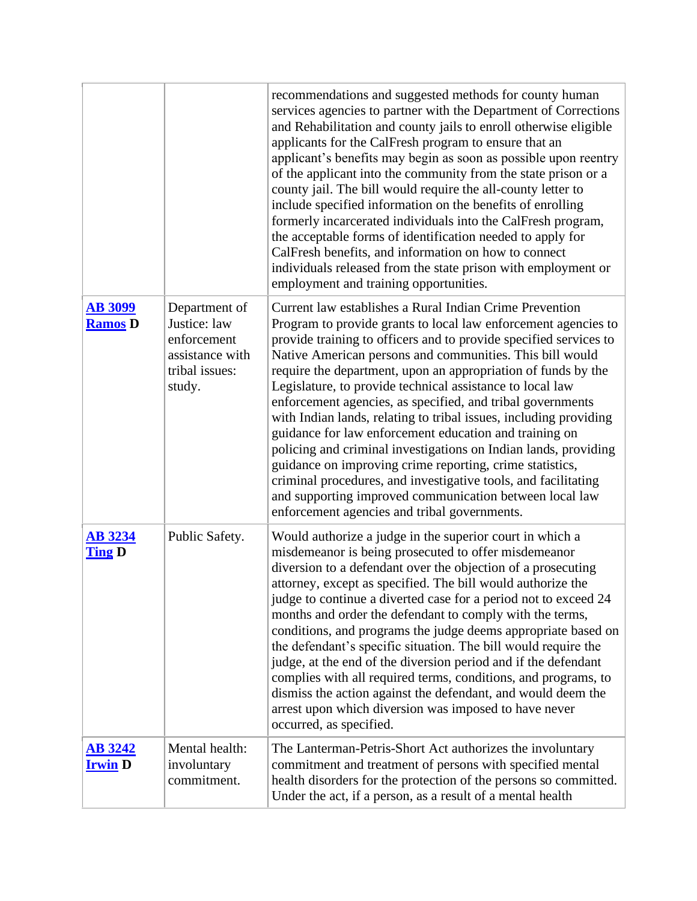| | | |
|---|---|---|
| | | recommendations and suggested methods for county human services agencies to partner with the Department of Corrections and Rehabilitation and county jails to enroll otherwise eligible applicants for the CalFresh program to ensure that an applicant's benefits may begin as soon as possible upon reentry of the applicant into the community from the state prison or a county jail. The bill would require the all-county letter to include specified information on the benefits of enrolling formerly incarcerated individuals into the CalFresh program, the acceptable forms of identification needed to apply for CalFresh benefits, and information on how to connect individuals released from the state prison with employment or employment and training opportunities. |
| **AB 3099 Ramos D** | Department of Justice: law enforcement assistance with tribal issues: study. | Current law establishes a Rural Indian Crime Prevention Program to provide grants to local law enforcement agencies to provide training to officers and to provide specified services to Native American persons and communities. This bill would require the department, upon an appropriation of funds by the Legislature, to provide technical assistance to local law enforcement agencies, as specified, and tribal governments with Indian lands, relating to tribal issues, including providing guidance for law enforcement education and training on policing and criminal investigations on Indian lands, providing guidance on improving crime reporting, crime statistics, criminal procedures, and investigative tools, and facilitating and supporting improved communication between local law enforcement agencies and tribal governments. |
| **AB 3234 Ting D** | Public Safety. | Would authorize a judge in the superior court in which a misdemeanor is being prosecuted to offer misdemeanor diversion to a defendant over the objection of a prosecuting attorney, except as specified. The bill would authorize the judge to continue a diverted case for a period not to exceed 24 months and order the defendant to comply with the terms, conditions, and programs the judge deems appropriate based on the defendant's specific situation. The bill would require the judge, at the end of the diversion period and if the defendant complies with all required terms, conditions, and programs, to dismiss the action against the defendant, and would deem the arrest upon which diversion was imposed to have never occurred, as specified. |
| **AB 3242 Irwin D** | Mental health: involuntary commitment. | The Lanterman-Petris-Short Act authorizes the involuntary commitment and treatment of persons with specified mental health disorders for the protection of the persons so committed. Under the act, if a person, as a result of a mental health |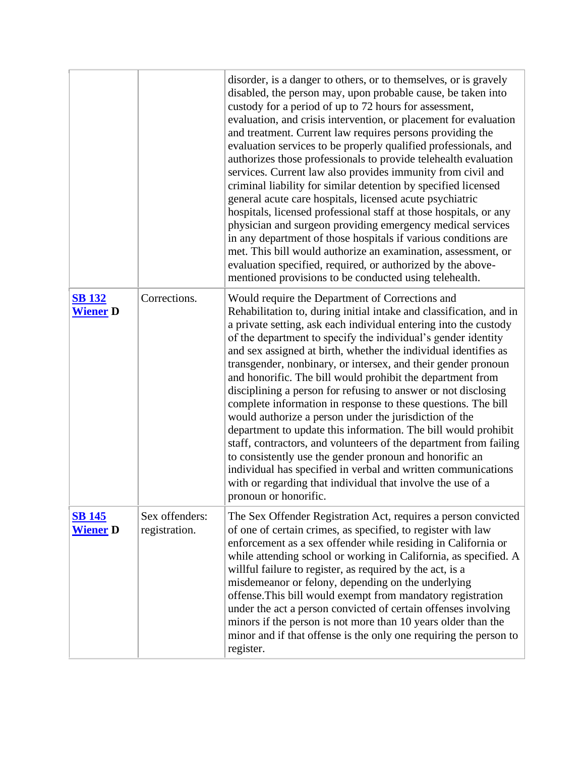| | | |
|---|---|---|
| | | disorder, is a danger to others, or to themselves, or is gravely disabled, the person may, upon probable cause, be taken into custody for a period of up to 72 hours for assessment, evaluation, and crisis intervention, or placement for evaluation and treatment. Current law requires persons providing the evaluation services to be properly qualified professionals, and authorizes those professionals to provide telehealth evaluation services. Current law also provides immunity from civil and criminal liability for similar detention by specified licensed general acute care hospitals, licensed acute psychiatric hospitals, licensed professional staff at those hospitals, or any physician and surgeon providing emergency medical services in any department of those hospitals if various conditions are met. This bill would authorize an examination, assessment, or evaluation specified, required, or authorized by the above-mentioned provisions to be conducted using telehealth. |
| **SB 132** **Wiener D** | Corrections. | Would require the Department of Corrections and Rehabilitation to, during initial intake and classification, and in a private setting, ask each individual entering into the custody of the department to specify the individual's gender identity and sex assigned at birth, whether the individual identifies as transgender, nonbinary, or intersex, and their gender pronoun and honorific. The bill would prohibit the department from disciplining a person for refusing to answer or not disclosing complete information in response to these questions. The bill would authorize a person under the jurisdiction of the department to update this information. The bill would prohibit staff, contractors, and volunteers of the department from failing to consistently use the gender pronoun and honorific an individual has specified in verbal and written communications with or regarding that individual that involve the use of a pronoun or honorific. |
| **SB 145** **Wiener D** | Sex offenders: registration. | The Sex Offender Registration Act, requires a person convicted of one of certain crimes, as specified, to register with law enforcement as a sex offender while residing in California or while attending school or working in California, as specified. A willful failure to register, as required by the act, is a misdemeanor or felony, depending on the underlying offense.This bill would exempt from mandatory registration under the act a person convicted of certain offenses involving minors if the person is not more than 10 years older than the minor and if that offense is the only one requiring the person to register. |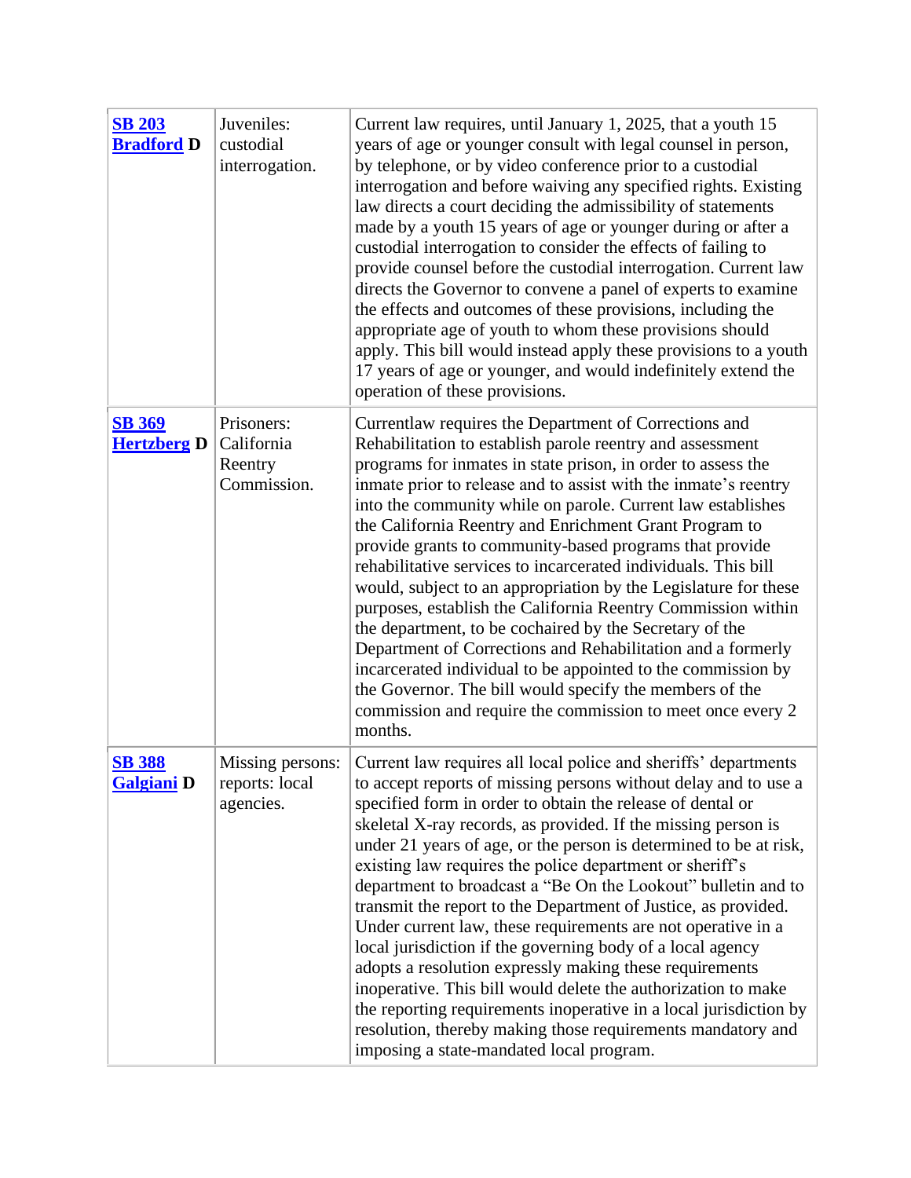| | | |
|---|---|---|
| **SB 203 Bradford D** | Juveniles: custodial interrogation. | Current law requires, until January 1, 2025, that a youth 15 years of age or younger consult with legal counsel in person, by telephone, or by video conference prior to a custodial interrogation and before waiving any specified rights. Existing law directs a court deciding the admissibility of statements made by a youth 15 years of age or younger during or after a custodial interrogation to consider the effects of failing to provide counsel before the custodial interrogation. Current law directs the Governor to convene a panel of experts to examine the effects and outcomes of these provisions, including the appropriate age of youth to whom these provisions should apply. This bill would instead apply these provisions to a youth 17 years of age or younger, and would indefinitely extend the operation of these provisions. |
| **SB 369 Hertzberg D** | Prisoners: California Reentry Commission. | Currentlaw requires the Department of Corrections and Rehabilitation to establish parole reentry and assessment programs for inmates in state prison, in order to assess the inmate prior to release and to assist with the inmate's reentry into the community while on parole. Current law establishes the California Reentry and Enrichment Grant Program to provide grants to community-based programs that provide rehabilitative services to incarcerated individuals. This bill would, subject to an appropriation by the Legislature for these purposes, establish the California Reentry Commission within the department, to be cochaired by the Secretary of the Department of Corrections and Rehabilitation and a formerly incarcerated individual to be appointed to the commission by the Governor. The bill would specify the members of the commission and require the commission to meet once every 2 months. |
| **SB 388 Galgiani D** | Missing persons: reports: local agencies. | Current law requires all local police and sheriffs' departments to accept reports of missing persons without delay and to use a specified form in order to obtain the release of dental or skeletal X-ray records, as provided. If the missing person is under 21 years of age, or the person is determined to be at risk, existing law requires the police department or sheriff's department to broadcast a "Be On the Lookout" bulletin and to transmit the report to the Department of Justice, as provided. Under current law, these requirements are not operative in a local jurisdiction if the governing body of a local agency adopts a resolution expressly making these requirements inoperative. This bill would delete the authorization to make the reporting requirements inoperative in a local jurisdiction by resolution, thereby making those requirements mandatory and imposing a state-mandated local program. |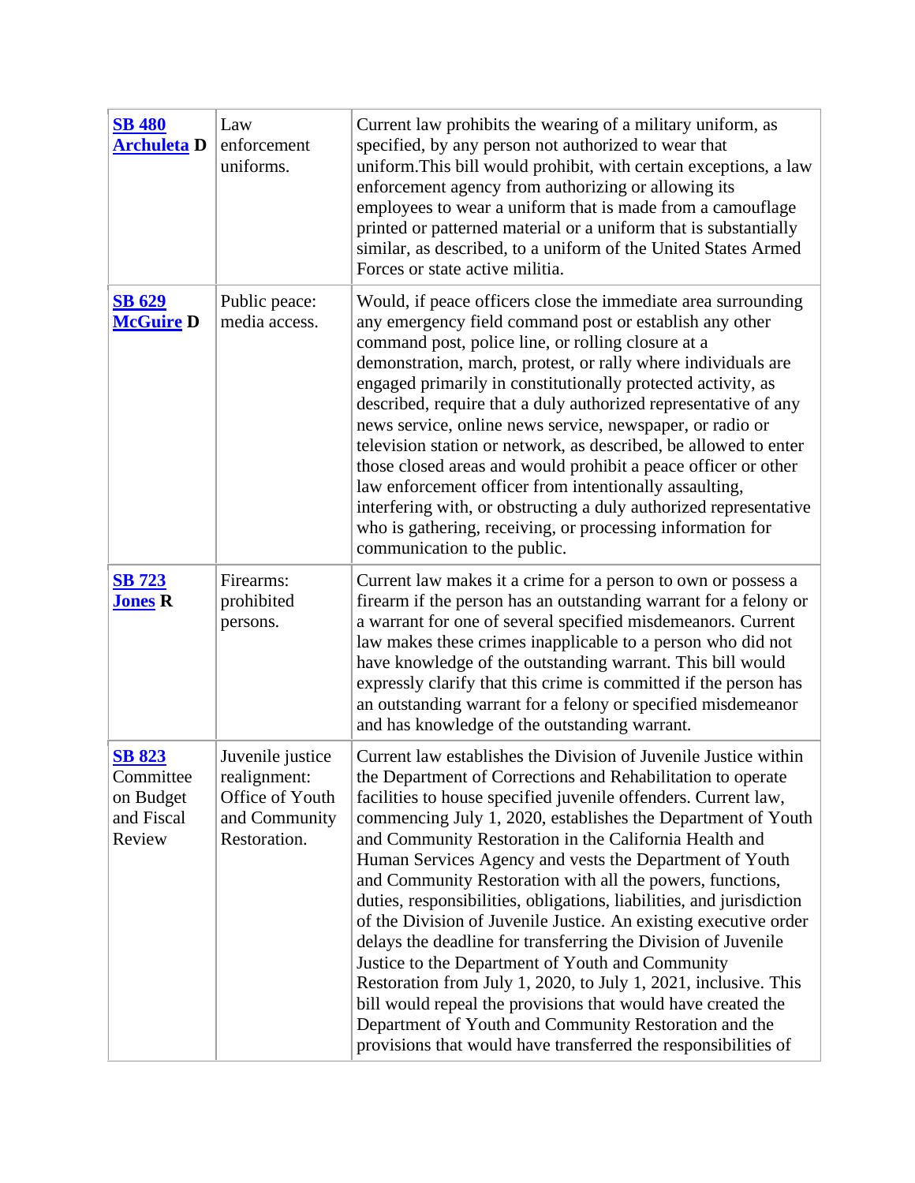| | | |
|---|---|---|
| **SB 480**<br>**Archuleta D** | Law enforcement uniforms. | Current law prohibits the wearing of a military uniform, as specified, by any person not authorized to wear that uniform.This bill would prohibit, with certain exceptions, a law enforcement agency from authorizing or allowing its employees to wear a uniform that is made from a camouflage printed or patterned material or a uniform that is substantially similar, as described, to a uniform of the United States Armed Forces or state active militia. |
| **SB 629**<br>**McGuire D** | Public peace: media access. | Would, if peace officers close the immediate area surrounding any emergency field command post or establish any other command post, police line, or rolling closure at a demonstration, march, protest, or rally where individuals are engaged primarily in constitutionally protected activity, as described, require that a duly authorized representative of any news service, online news service, newspaper, or radio or television station or network, as described, be allowed to enter those closed areas and would prohibit a peace officer or other law enforcement officer from intentionally assaulting, interfering with, or obstructing a duly authorized representative who is gathering, receiving, or processing information for communication to the public. |
| **SB 723**<br>**Jones R** | Firearms: prohibited persons. | Current law makes it a crime for a person to own or possess a firearm if the person has an outstanding warrant for a felony or a warrant for one of several specified misdemeanors. Current law makes these crimes inapplicable to a person who did not have knowledge of the outstanding warrant. This bill would expressly clarify that this crime is committed if the person has an outstanding warrant for a felony or specified misdemeanor and has knowledge of the outstanding warrant. |
| **SB 823**<br>Committee on Budget and Fiscal Review | Juvenile justice realignment: Office of Youth and Community Restoration. | Current law establishes the Division of Juvenile Justice within the Department of Corrections and Rehabilitation to operate facilities to house specified juvenile offenders. Current law, commencing July 1, 2020, establishes the Department of Youth and Community Restoration in the California Health and Human Services Agency and vests the Department of Youth and Community Restoration with all the powers, functions, duties, responsibilities, obligations, liabilities, and jurisdiction of the Division of Juvenile Justice. An existing executive order delays the deadline for transferring the Division of Juvenile Justice to the Department of Youth and Community Restoration from July 1, 2020, to July 1, 2021, inclusive. This bill would repeal the provisions that would have created the Department of Youth and Community Restoration and the provisions that would have transferred the responsibilities of |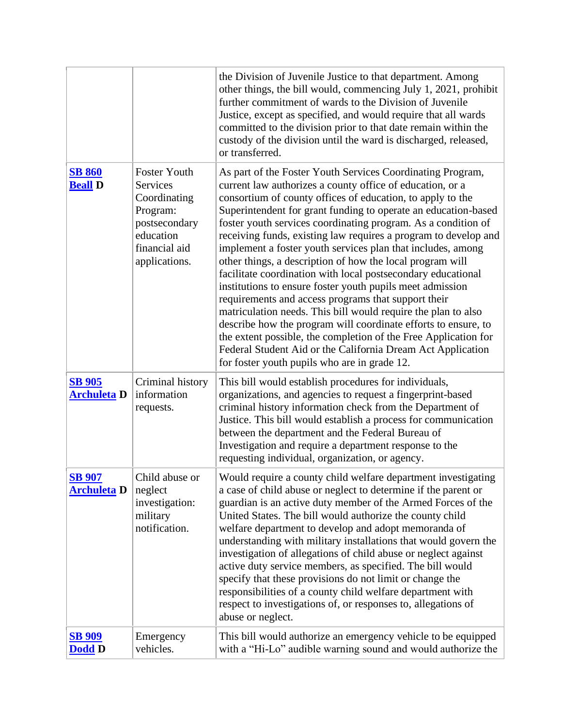| | | |
|---|---|---|
| | | the Division of Juvenile Justice to that department. Among other things, the bill would, commencing July 1, 2021, prohibit further commitment of wards to the Division of Juvenile Justice, except as specified, and would require that all wards committed to the division prior to that date remain within the custody of the division until the ward is discharged, released, or transferred. |
| **SB 860** **Beall D** | Foster Youth Services Coordinating Program: postsecondary education financial aid applications. | As part of the Foster Youth Services Coordinating Program, current law authorizes a county office of education, or a consortium of county offices of education, to apply to the Superintendent for grant funding to operate an education-based foster youth services coordinating program. As a condition of receiving funds, existing law requires a program to develop and implement a foster youth services plan that includes, among other things, a description of how the local program will facilitate coordination with local postsecondary educational institutions to ensure foster youth pupils meet admission requirements and access programs that support their matriculation needs. This bill would require the plan to also describe how the program will coordinate efforts to ensure, to the extent possible, the completion of the Free Application for Federal Student Aid or the California Dream Act Application for foster youth pupils who are in grade 12. |
| **SB 905** **Archuleta D** | Criminal history information requests. | This bill would establish procedures for individuals, organizations, and agencies to request a fingerprint-based criminal history information check from the Department of Justice. This bill would establish a process for communication between the department and the Federal Bureau of Investigation and require a department response to the requesting individual, organization, or agency. |
| **SB 907** **Archuleta D** | Child abuse or neglect investigation: military notification. | Would require a county child welfare department investigating a case of child abuse or neglect to determine if the parent or guardian is an active duty member of the Armed Forces of the United States. The bill would authorize the county child welfare department to develop and adopt memoranda of understanding with military installations that would govern the investigation of allegations of child abuse or neglect against active duty service members, as specified. The bill would specify that these provisions do not limit or change the responsibilities of a county child welfare department with respect to investigations of, or responses to, allegations of abuse or neglect. |
| **SB 909** **Dodd D** | Emergency vehicles. | This bill would authorize an emergency vehicle to be equipped with a "Hi-Lo" audible warning sound and would authorize the |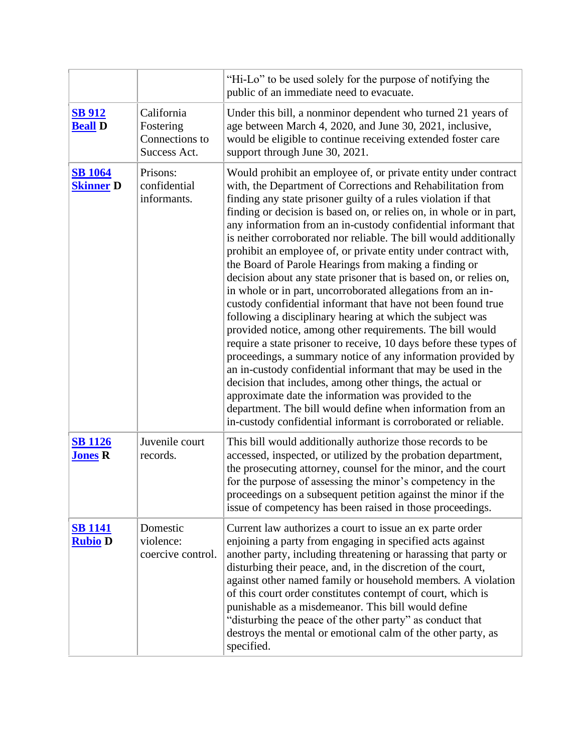| | | |
|---|---|---|
| | | “Hi-Lo” to be used solely for the purpose of notifying the public of an immediate need to evacuate. |
| **SB 912** **Beall D** | California Fostering Connections to Success Act. | Under this bill, a nonminor dependent who turned 21 years of age between March 4, 2020, and June 30, 2021, inclusive, would be eligible to continue receiving extended foster care support through June 30, 2021. |
| **SB 1064** **Skinner D** | Prisons: confidential informants. | Would prohibit an employee of, or private entity under contract with, the Department of Corrections and Rehabilitation from finding any state prisoner guilty of a rules violation if that finding or decision is based on, or relies on, in whole or in part, any information from an in-custody confidential informant that is neither corroborated nor reliable. The bill would additionally prohibit an employee of, or private entity under contract with, the Board of Parole Hearings from making a finding or decision about any state prisoner that is based on, or relies on, in whole or in part, uncorroborated allegations from an in-custody confidential informant that have not been found true following a disciplinary hearing at which the subject was provided notice, among other requirements. The bill would require a state prisoner to receive, 10 days before these types of proceedings, a summary notice of any information provided by an in-custody confidential informant that may be used in the decision that includes, among other things, the actual or approximate date the information was provided to the department. The bill would define when information from an in-custody confidential informant is corroborated or reliable. |
| **SB 1126** **Jones R** | Juvenile court records. | This bill would additionally authorize those records to be accessed, inspected, or utilized by the probation department, the prosecuting attorney, counsel for the minor, and the court for the purpose of assessing the minor’s competency in the proceedings on a subsequent petition against the minor if the issue of competency has been raised in those proceedings. |
| **SB 1141** **Rubio D** | Domestic violence: coercive control. | Current law authorizes a court to issue an ex parte order enjoining a party from engaging in specified acts against another party, including threatening or harassing that party or disturbing their peace, and, in the discretion of the court, against other named family or household members. A violation of this court order constitutes contempt of court, which is punishable as a misdemeanor. This bill would define “disturbing the peace of the other party” as conduct that destroys the mental or emotional calm of the other party, as specified. |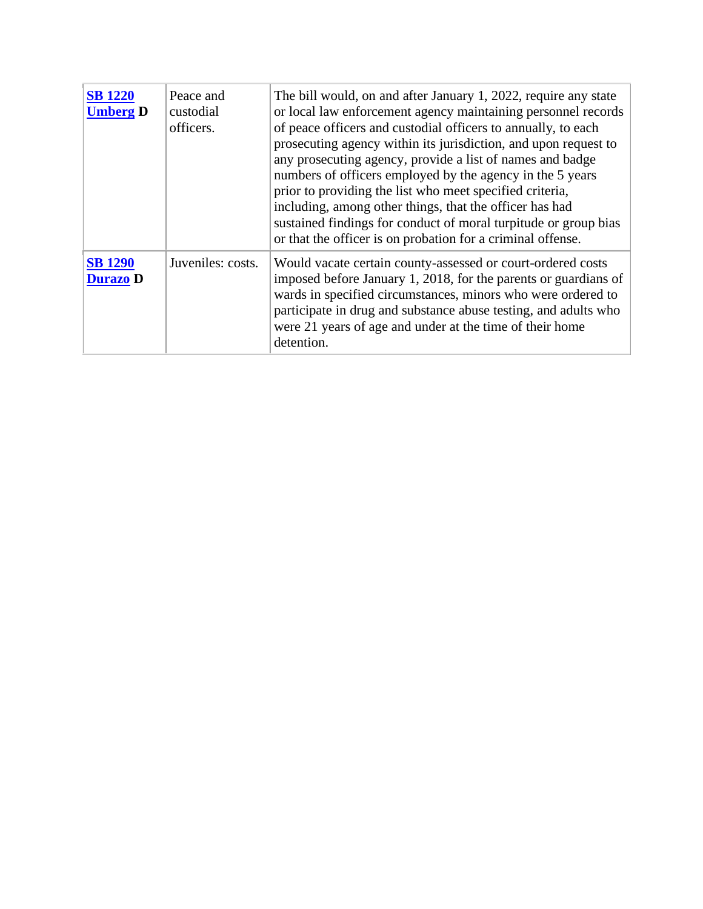| | | |
|---|---|---|
| **SB 1220**<br>**Umberg D** | Peace and custodial officers. | The bill would, on and after January 1, 2022, require any state or local law enforcement agency maintaining personnel records of peace officers and custodial officers to annually, to each prosecuting agency within its jurisdiction, and upon request to any prosecuting agency, provide a list of names and badge numbers of officers employed by the agency in the 5 years prior to providing the list who meet specified criteria, including, among other things, that the officer has had sustained findings for conduct of moral turpitude or group bias or that the officer is on probation for a criminal offense. |
| **SB 1290**<br>**Durazo D** | Juveniles: costs. | Would vacate certain county-assessed or court-ordered costs imposed before January 1, 2018, for the parents or guardians of wards in specified circumstances, minors who were ordered to participate in drug and substance abuse testing, and adults who were 21 years of age and under at the time of their home detention. |